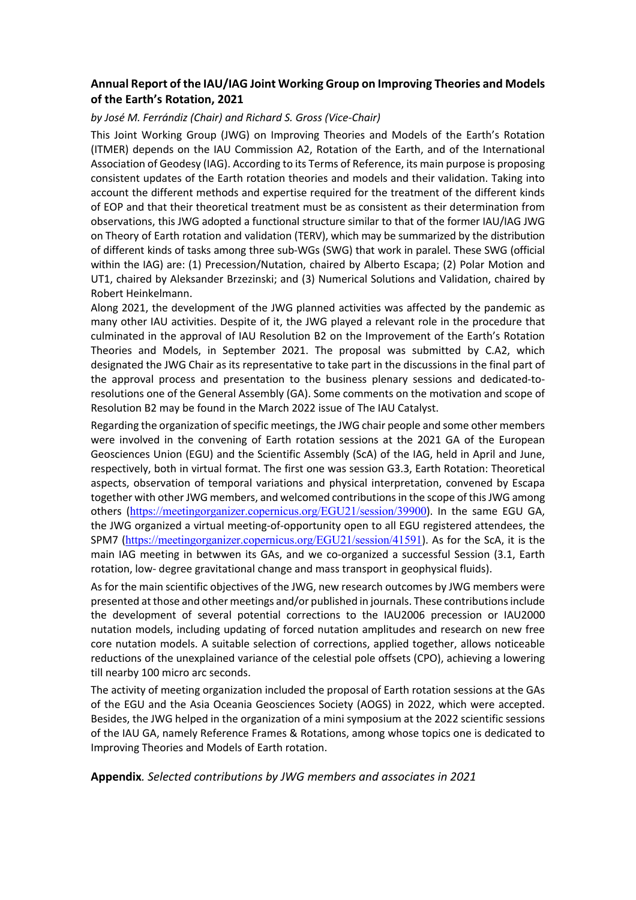## Annual Report of the IAU/IAG Joint Working Group on Improving Theories and Models of the Earth's Rotation, 2021

*by José M. Ferrándiz (Chair) and Richard S. Gross (Vice-Chair)*

This Joint Working Group (JWG) on Improving Theories and Models of the Earth's Rotation (ITMER) depends on the IAU Commission A2, Rotation of the Earth, and of the International Association of Geodesy (IAG). According to its Terms of Reference, its main purpose is proposing consistent updates of the Earth rotation theories and models and their validation. Taking into account the different methods and expertise required for the treatment of the different kinds of EOP and that their theoretical treatment must be as consistent as their determination from observations, this JWG adopted a functional structure similar to that of the former IAU/IAG JWG on Theory of Earth rotation and validation (TERV), which may be summarized by the distribution of different kinds of tasks among three sub-WGs (SWG) that work in paralel. These SWG (official within the IAG) are: (1) Precession/Nutation, chaired by Alberto Escapa; (2) Polar Motion and UT1, chaired by Aleksander Brzezinski; and (3) Numerical Solutions and Validation, chaired by Robert Heinkelmann.

Along 2021, the development of the JWG planned activities was affected by the pandemic as many other IAU activities. Despite of it, the JWG played a relevant role in the procedure that culminated in the approval of IAU Resolution B2 on the Improvement of the Earth's Rotation Theories and Models, in September 2021. The proposal was submitted by C.A2, which designated the JWG Chair as its representative to take part in the discussions in the final part of the approval process and presentation to the business plenary sessions and dedicated-to-resolutions one of the General Assembly (GA). Some comments on the motivation and scope of Resolution B2 may be found in the March 2022 issue of The IAU Catalyst.

Regarding the organization of specific meetings, the JWG chair people and some other members were involved in the convening of Earth rotation sessions at the 2021 GA of the European Geosciences Union (EGU) and the Scientific Assembly (ScA) of the IAG, held in April and June, respectively, both in virtual format. The first one was session G3.3, Earth Rotation: Theoretical aspects, observation of temporal variations and physical interpretation, convened by Escapa together with other JWG members, and welcomed contributions in the scope of this JWG among others (https://meetingorganizer.copernicus.org/EGU21/session/39900). In the same EGU GA, the JWG organized a virtual meeting-of-opportunity open to all EGU registered attendees, the SPM7 (https://meetingorganizer.copernicus.org/EGU21/session/41591). As for the ScA, it is the main IAG meeting in betwwen its GAs, and we co-organized a successful Session (3.1, Earth rotation, low- degree gravitational change and mass transport in geophysical fluids).

As for the main scientific objectives of the JWG, new research outcomes by JWG members were presented at those and other meetings and/or published in journals. These contributions include the development of several potential corrections to the IAU2006 precession or IAU2000 nutation models, including updating of forced nutation amplitudes and research on new free core nutation models. A suitable selection of corrections, applied together, allows noticeable reductions of the unexplained variance of the celestial pole offsets (CPO), achieving a lowering till nearby 100 micro arc seconds.

The activity of meeting organization included the proposal of Earth rotation sessions at the GAs of the EGU and the Asia Oceania Geosciences Society (AOGS) in 2022, which were accepted. Besides, the JWG helped in the organization of a mini symposium at the 2022 scientific sessions of the IAU GA, namely Reference Frames & Rotations, among whose topics one is dedicated to Improving Theories and Models of Earth rotation.

**Appendix**. *Selected contributions by JWG members and associates in 2021*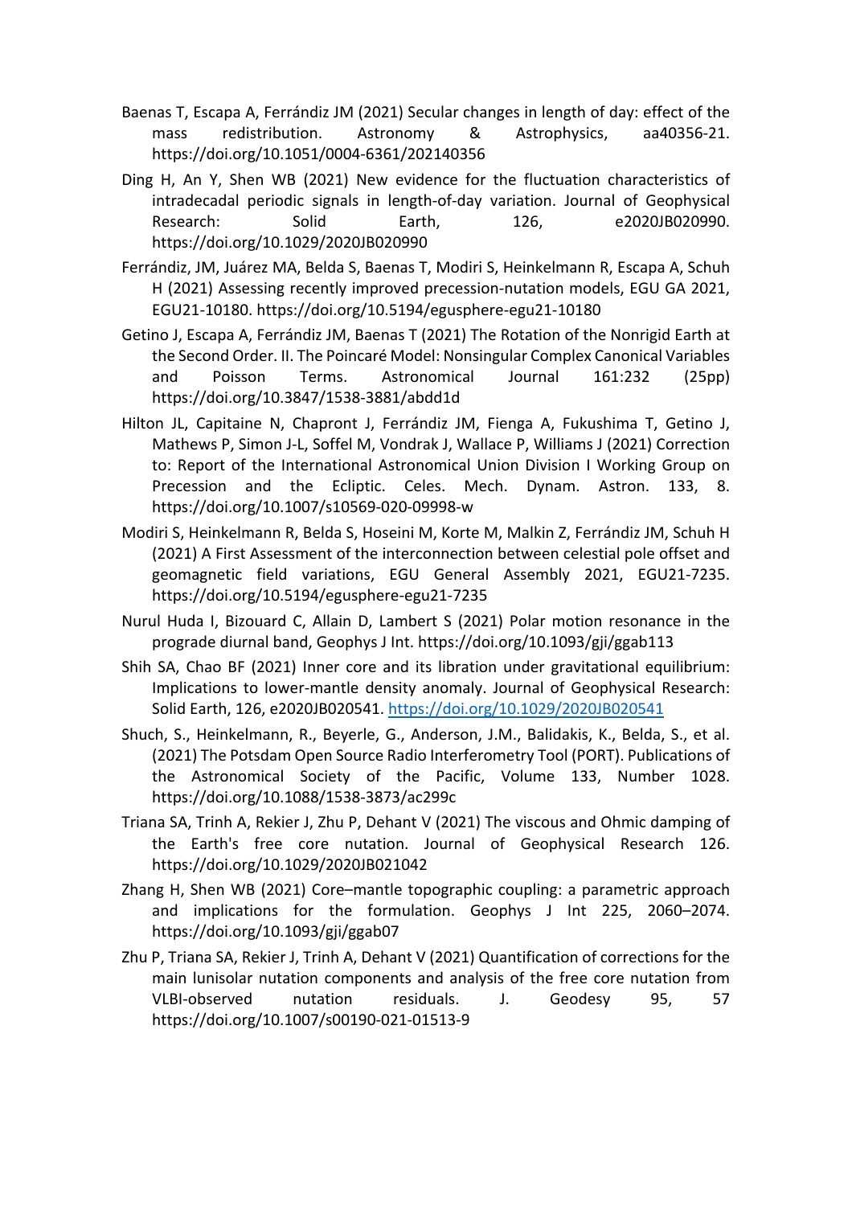Baenas T, Escapa A, Ferrándiz JM (2021) Secular changes in length of day: effect of the mass redistribution. Astronomy & Astrophysics, aa40356-21. https://doi.org/10.1051/0004-6361/202140356

Ding H, An Y, Shen WB (2021) New evidence for the fluctuation characteristics of intradecadal periodic signals in length-of-day variation. Journal of Geophysical Research: Solid Earth, 126, e2020JB020990. https://doi.org/10.1029/2020JB020990

Ferrándiz, JM, Juárez MA, Belda S, Baenas T, Modiri S, Heinkelmann R, Escapa A, Schuh H (2021) Assessing recently improved precession-nutation models, EGU GA 2021, EGU21-10180. https://doi.org/10.5194/egusphere-egu21-10180

Getino J, Escapa A, Ferrándiz JM, Baenas T (2021) The Rotation of the Nonrigid Earth at the Second Order. II. The Poincaré Model: Nonsingular Complex Canonical Variables and Poisson Terms. Astronomical Journal 161:232 (25pp) https://doi.org/10.3847/1538-3881/abdd1d

Hilton JL, Capitaine N, Chapront J, Ferrándiz JM, Fienga A, Fukushima T, Getino J, Mathews P, Simon J-L, Soffel M, Vondrak J, Wallace P, Williams J (2021) Correction to: Report of the International Astronomical Union Division I Working Group on Precession and the Ecliptic. Celes. Mech. Dynam. Astron. 133, 8. https://doi.org/10.1007/s10569-020-09998-w

Modiri S, Heinkelmann R, Belda S, Hoseini M, Korte M, Malkin Z, Ferrándiz JM, Schuh H (2021) A First Assessment of the interconnection between celestial pole offset and geomagnetic field variations, EGU General Assembly 2021, EGU21-7235. https://doi.org/10.5194/egusphere-egu21-7235

Nurul Huda I, Bizouard C, Allain D, Lambert S (2021) Polar motion resonance in the prograde diurnal band, Geophys J Int. https://doi.org/10.1093/gji/ggab113

Shih SA, Chao BF (2021) Inner core and its libration under gravitational equilibrium: Implications to lower-mantle density anomaly. Journal of Geophysical Research: Solid Earth, 126, e2020JB020541. https://doi.org/10.1029/2020JB020541

Shuch, S., Heinkelmann, R., Beyerle, G., Anderson, J.M., Balidakis, K., Belda, S., et al. (2021) The Potsdam Open Source Radio Interferometry Tool (PORT). Publications of the Astronomical Society of the Pacific, Volume 133, Number 1028. https://doi.org/10.1088/1538-3873/ac299c

Triana SA, Trinh A, Rekier J, Zhu P, Dehant V (2021) The viscous and Ohmic damping of the Earth's free core nutation. Journal of Geophysical Research 126. https://doi.org/10.1029/2020JB021042

Zhang H, Shen WB (2021) Core–mantle topographic coupling: a parametric approach and implications for the formulation. Geophys J Int 225, 2060–2074. https://doi.org/10.1093/gji/ggab07

Zhu P, Triana SA, Rekier J, Trinh A, Dehant V (2021) Quantification of corrections for the main lunisolar nutation components and analysis of the free core nutation from VLBI-observed nutation residuals. J. Geodesy 95, 57 https://doi.org/10.1007/s00190-021-01513-9